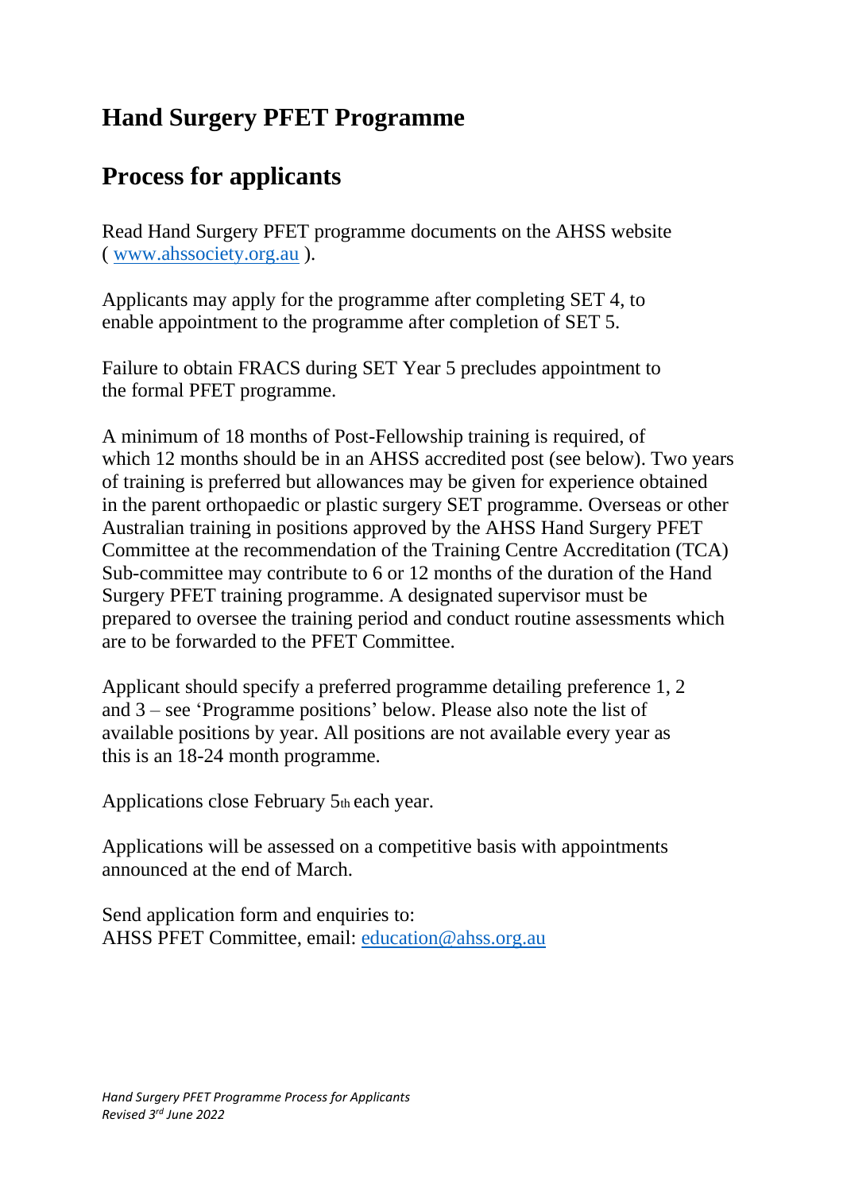# Hand Surgery PFET Programme

# Process for applicants

Read Hand Surgery PFET programme documents on the AHSS website ( [www.ahssociety.org.au](http://www.ahssociety.org.au) ).

Applicants may apply for the programme after completing SET 4, to enable appointment to the programme after completion of SET 5.

Failure to obtain FRACS during SET Year 5 precludes appointment to the formal PFET programme.

A minimum of 18 months of Post-Fellowship training is required, of which 12 months should be in an AHSS accredited post (see below). Two years of training is preferred but allowances may be given for experience obtained in the parent orthopaedic or plastic surgery SET programme. Overseas or other Australian training in positions approved by the AHSS Hand Surgery PFET Committee at the recommendation of the Training Centre Accreditation (TCA) Sub-committee may contribute to 6 or 12 months of the duration of the Hand Surgery PFET training programme. A designated supervisor must be prepared to oversee the training period and conduct routine assessments which are to be forwarded to the PFET Committee.

Applicant should specify a preferred programme detailing preference 1, 2 and 3 – see 'Programme positions' below. Please also note the list of available positions by year. All positions are not available every year as this is an 18-24 month programme.

Applications close February 5th each year.

Applications will be assessed on a competitive basis with appointments announced at the end of March.

Send application form and enquiries to:
AHSS PFET Committee, email: [education@ahss.org.au](mailto:education@ahss.org.au)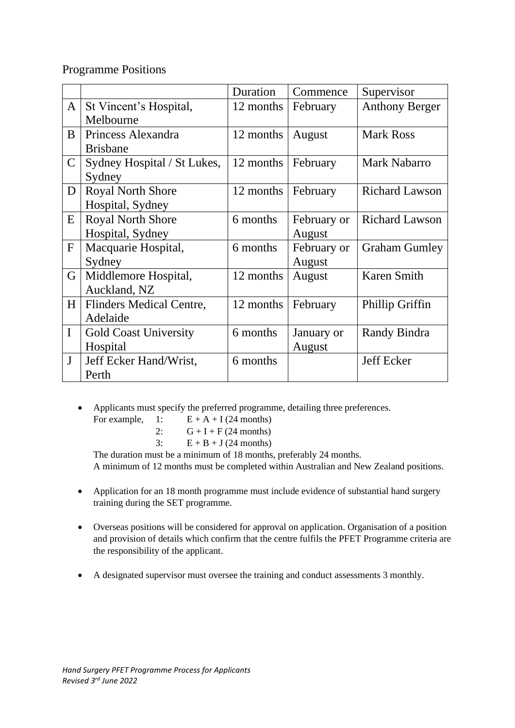Programme Positions

| | | Duration | Commence | Supervisor |
|---|---|---|---|---|
| A | St Vincent's Hospital, Melbourne | 12 months | February | Anthony Berger |
| B | Princess Alexandra Brisbane | 12 months | August | Mark Ross |
| C | Sydney Hospital / St Lukes, Sydney | 12 months | February | Mark Nabarro |
| D | Royal North Shore Hospital, Sydney | 12 months | February | Richard Lawson |
| E | Royal North Shore Hospital, Sydney | 6 months | February or August | Richard Lawson |
| F | Macquarie Hospital, Sydney | 6 months | February or August | Graham Gumley |
| G | Middlemore Hospital, Auckland, NZ | 12 months | August | Karen Smith |
| H | Flinders Medical Centre, Adelaide | 12 months | February | Phillip Griffin |
| I | Gold Coast University Hospital | 6 months | January or August | Randy Bindra |
| J | Jeff Ecker Hand/Wrist, Perth | 6 months | | Jeff Ecker |

- Applicants must specify the preferred programme, detailing three preferences.
  For example,
  1: E + A + I (24 months)
  2: G + I + F (24 months)
  3: E + B + J (24 months)

  The duration must be a minimum of 18 months, preferably 24 months.
  A minimum of 12 months must be completed within Australian and New Zealand positions.

- Application for an 18 month programme must include evidence of substantial hand surgery training during the SET programme.

- Overseas positions will be considered for approval on application. Organisation of a position and provision of details which confirm that the centre fulfils the PFET Programme criteria are the responsibility of the applicant.

- A designated supervisor must oversee the training and conduct assessments 3 monthly.